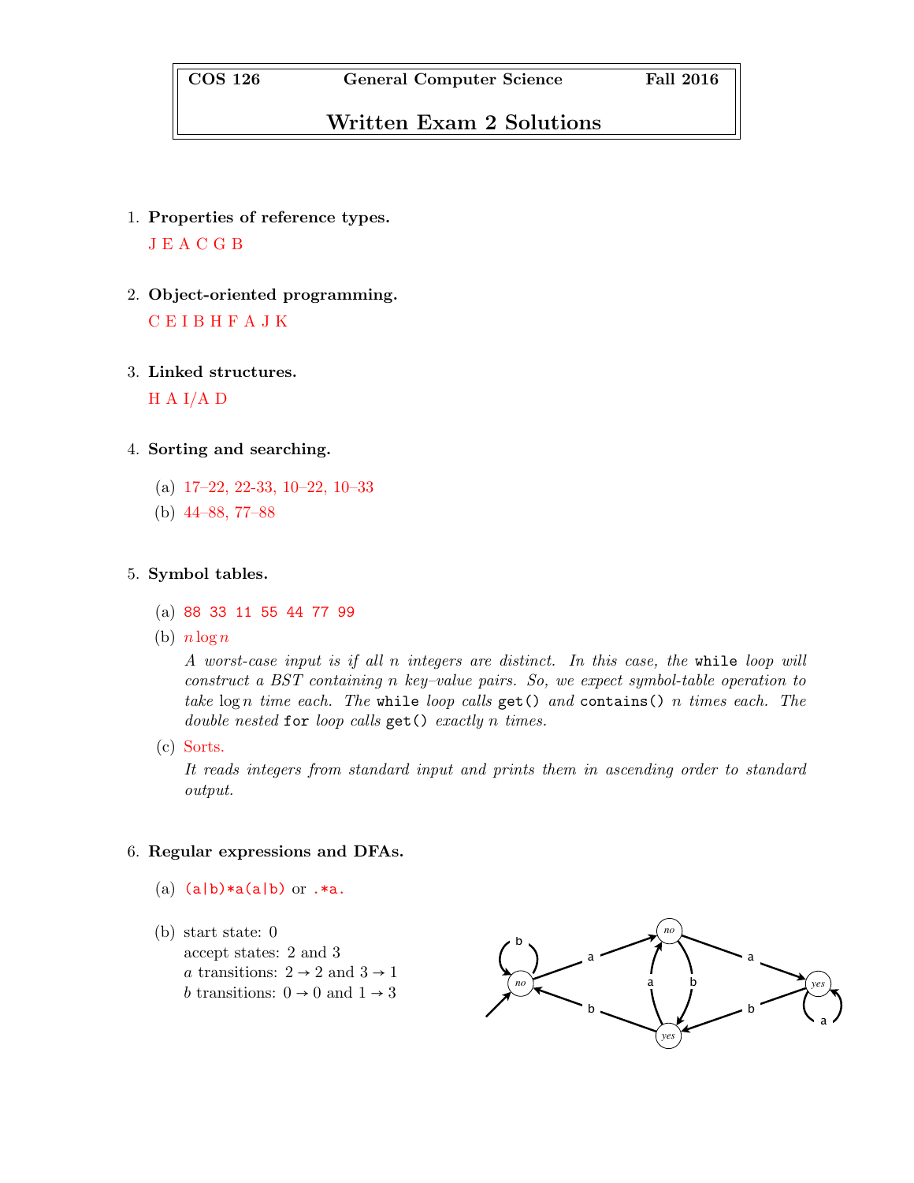# COS 126 General Computer Science Fall 2016

## Written Exam 2 Solutions

1. **Properties of reference types.**

   J E A C G B

2. **Object-oriented programming.**

   C E I B H F A J K

3. **Linked structures.**

   H A I/A D

4. **Sorting and searching.**

   (a) 17–22, 22-33, 10–22, 10–33

   (b) 44–88, 77–88

5. **Symbol tables.**

   (a) `88 33 11 55 44 77 99`

   (b) $n \log n$

   *A worst-case input is if all $n$ integers are distinct. In this case, the* `while` *loop will construct a BST containing $n$ key–value pairs. So, we expect symbol-table operation to take $\log n$ time each. The* `while` *loop calls* `get()` *and* `contains()` *$n$ times each. The double nested* `for` *loop calls* `get()` *exactly $n$ times.*

   (c) Sorts.

   *It reads integers from standard input and prints them in ascending order to standard output.*

6. **Regular expressions and DFAs.**

   (a) `(a|b)*a(a|b)` or `.*a.`

   (b) start state: 0
   accept states: 2 and 3
   $a$ transitions: $2 \rightarrow 2$ and $3 \rightarrow 1$
   $b$ transitions: $0 \rightarrow 0$ and $1 \rightarrow 3$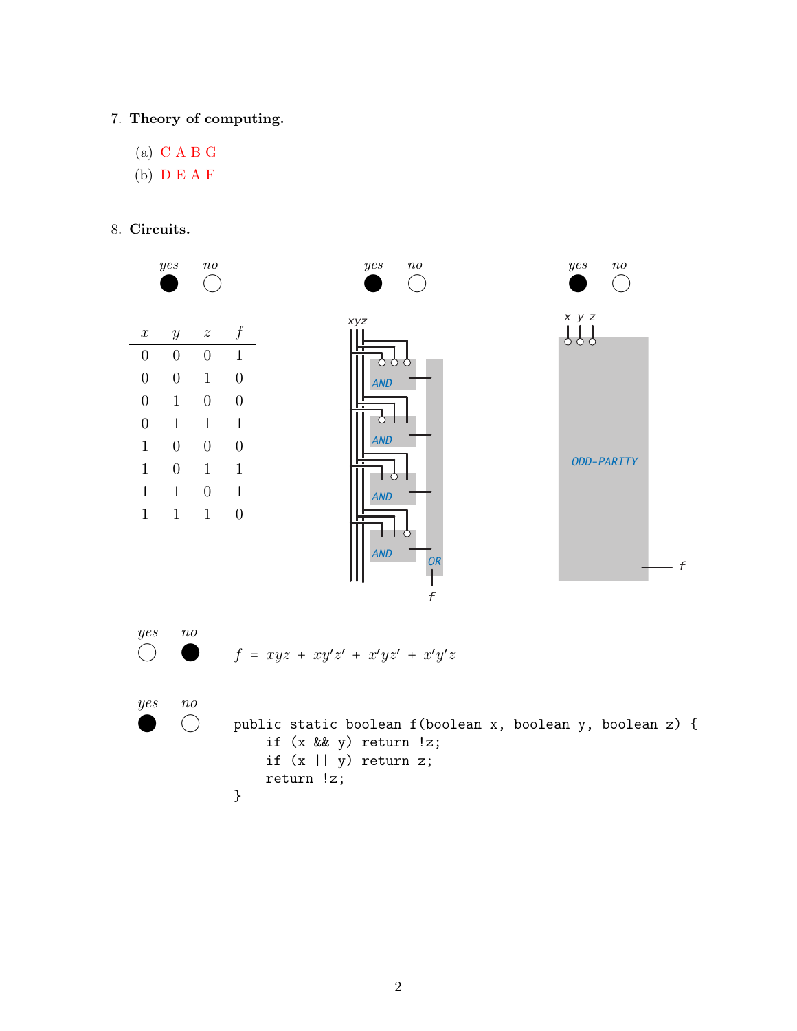7. **Theory of computing.**

   (a) C A B G

   (b) D E A F

8. **Circuits.**

*yes* ● *no* ○

| $x$ | $y$ | $z$ | $f$ |
|---|---|---|---|
| 0 | 0 | 0 | 1 |
| 0 | 0 | 1 | 0 |
| 0 | 1 | 0 | 0 |
| 0 | 1 | 1 | 1 |
| 1 | 0 | 0 | 0 |
| 1 | 0 | 1 | 1 |
| 1 | 1 | 0 | 1 |
| 1 | 1 | 1 | 0 |

*yes* ● *no* ○

xyz

AND

AND

AND

AND

OR

f

*yes* ● *no* ○

x y z

ODD-PARITY

f

*yes* ○ *no* ●

$$f = xyz + xy'z' + x'yz' + x'y'z$$

*yes* ● *no* ○

```
public static boolean f(boolean x, boolean y, boolean z) {
    if (x && y) return !z;
    if (x || y) return z;
    return !z;
}
```